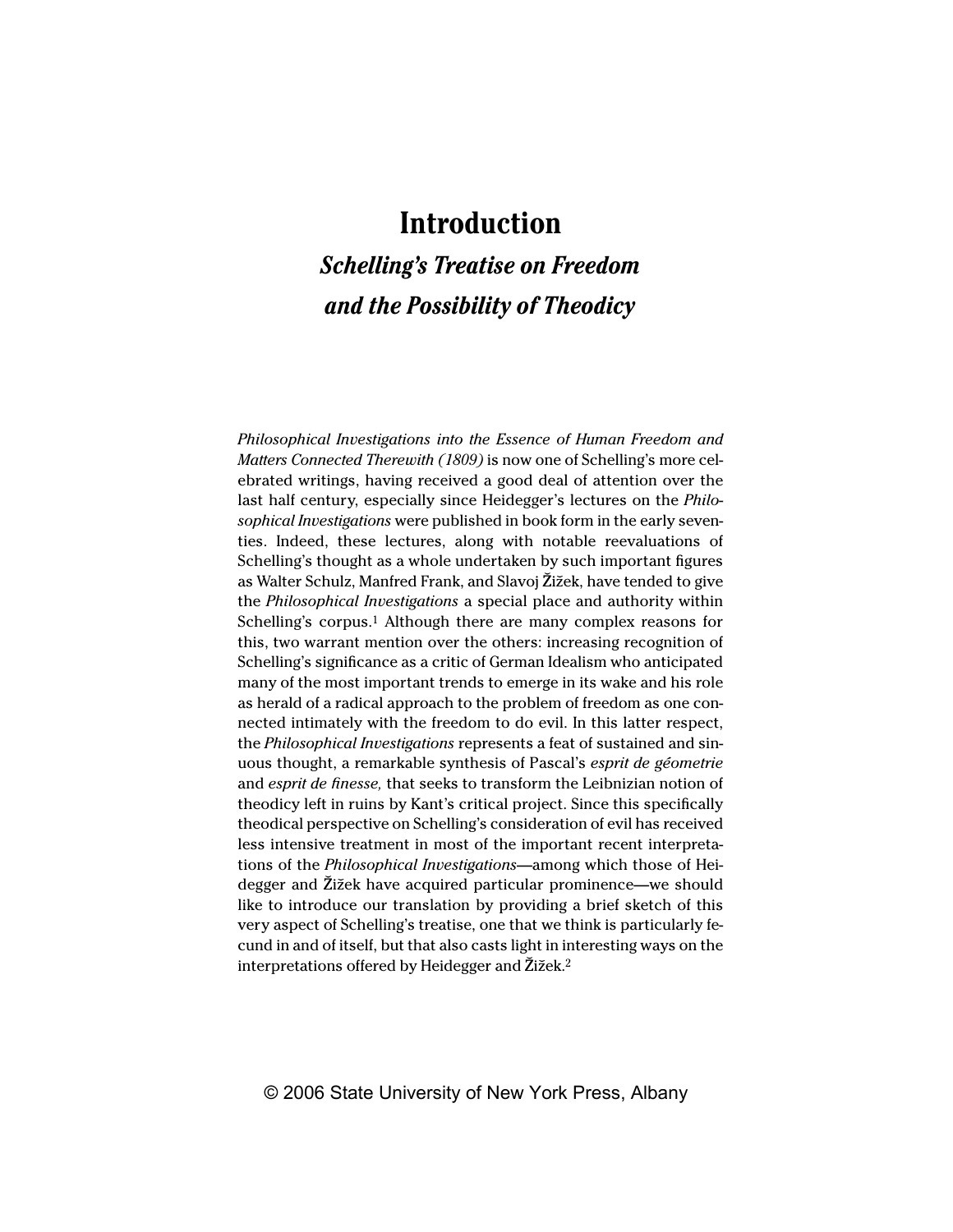# Introduction

## *Schelling's Treatise on Freedom and the Possibility of Theodicy*

*Philosophical Investigations into the Essence of Human Freedom and Matters Connected Therewith (1809)* is now one of Schelling's more celebrated writings, having received a good deal of attention over the last half century, especially since Heidegger's lectures on the *Philosophical Investigations* were published in book form in the early seventies. Indeed, these lectures, along with notable reevaluations of Schelling's thought as a whole undertaken by such important figures as Walter Schulz, Manfred Frank, and Slavoj Žižek, have tended to give the *Philosophical Investigations* a special place and authority within Schelling's corpus.[1] Although there are many complex reasons for this, two warrant mention over the others: increasing recognition of Schelling's significance as a critic of German Idealism who anticipated many of the most important trends to emerge in its wake and his role as herald of a radical approach to the problem of freedom as one connected intimately with the freedom to do evil. In this latter respect, the *Philosophical Investigations* represents a feat of sustained and sinuous thought, a remarkable synthesis of Pascal's *esprit de géometrie* and *esprit de finesse,* that seeks to transform the Leibnizian notion of theodicy left in ruins by Kant's critical project. Since this specifically theodical perspective on Schelling's consideration of evil has received less intensive treatment in most of the important recent interpretations of the *Philosophical Investigations*—among which those of Heidegger and Žižek have acquired particular prominence—we should like to introduce our translation by providing a brief sketch of this very aspect of Schelling's treatise, one that we think is particularly fecund in and of itself, but that also casts light in interesting ways on the interpretations offered by Heidegger and Žižek.[2]

© 2006 State University of New York Press, Albany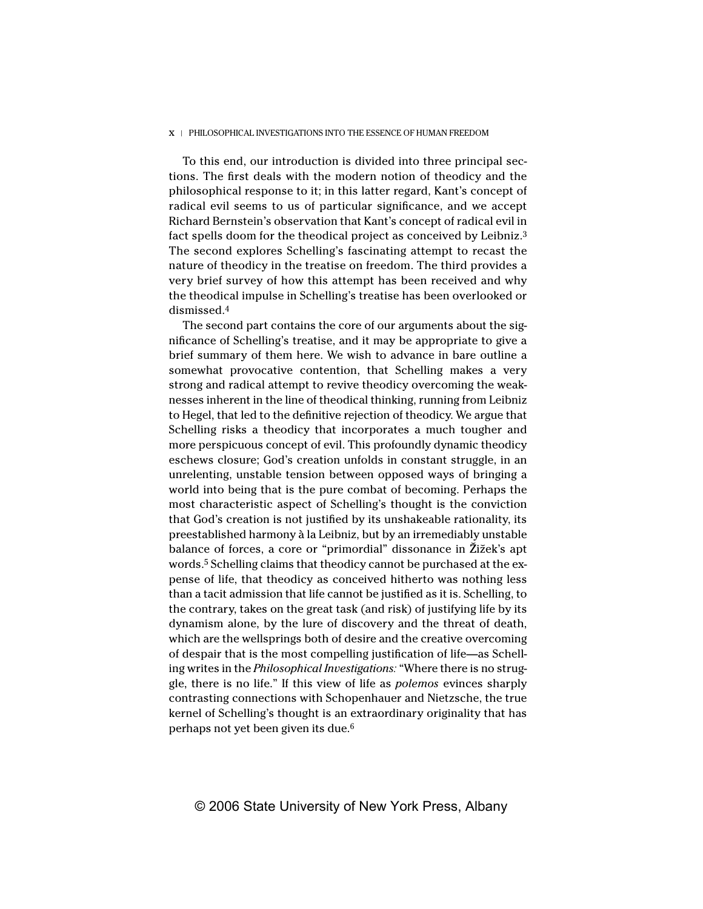To this end, our introduction is divided into three principal sections. The first deals with the modern notion of theodicy and the philosophical response to it; in this latter regard, Kant's concept of radical evil seems to us of particular significance, and we accept Richard Bernstein's observation that Kant's concept of radical evil in fact spells doom for the theodical project as conceived by Leibniz.[3] The second explores Schelling's fascinating attempt to recast the nature of theodicy in the treatise on freedom. The third provides a very brief survey of how this attempt has been received and why the theodical impulse in Schelling's treatise has been overlooked or dismissed.[4]

The second part contains the core of our arguments about the significance of Schelling's treatise, and it may be appropriate to give a brief summary of them here. We wish to advance in bare outline a somewhat provocative contention, that Schelling makes a very strong and radical attempt to revive theodicy overcoming the weaknesses inherent in the line of theodical thinking, running from Leibniz to Hegel, that led to the definitive rejection of theodicy. We argue that Schelling risks a theodicy that incorporates a much tougher and more perspicuous concept of evil. This profoundly dynamic theodicy eschews closure; God's creation unfolds in constant struggle, in an unrelenting, unstable tension between opposed ways of bringing a world into being that is the pure combat of becoming. Perhaps the most characteristic aspect of Schelling's thought is the conviction that God's creation is not justified by its unshakeable rationality, its preestablished harmony à la Leibniz, but by an irremediably unstable balance of forces, a core or "primordial" dissonance in Žižek's apt words.[5] Schelling claims that theodicy cannot be purchased at the expense of life, that theodicy as conceived hitherto was nothing less than a tacit admission that life cannot be justified as it is. Schelling, to the contrary, takes on the great task (and risk) of justifying life by its dynamism alone, by the lure of discovery and the threat of death, which are the wellsprings both of desire and the creative overcoming of despair that is the most compelling justification of life—as Schelling writes in the *Philosophical Investigations:* "Where there is no struggle, there is no life." If this view of life as *polemos* evinces sharply contrasting connections with Schopenhauer and Nietzsche, the true kernel of Schelling's thought is an extraordinary originality that has perhaps not yet been given its due.[6]

© 2006 State University of New York Press, Albany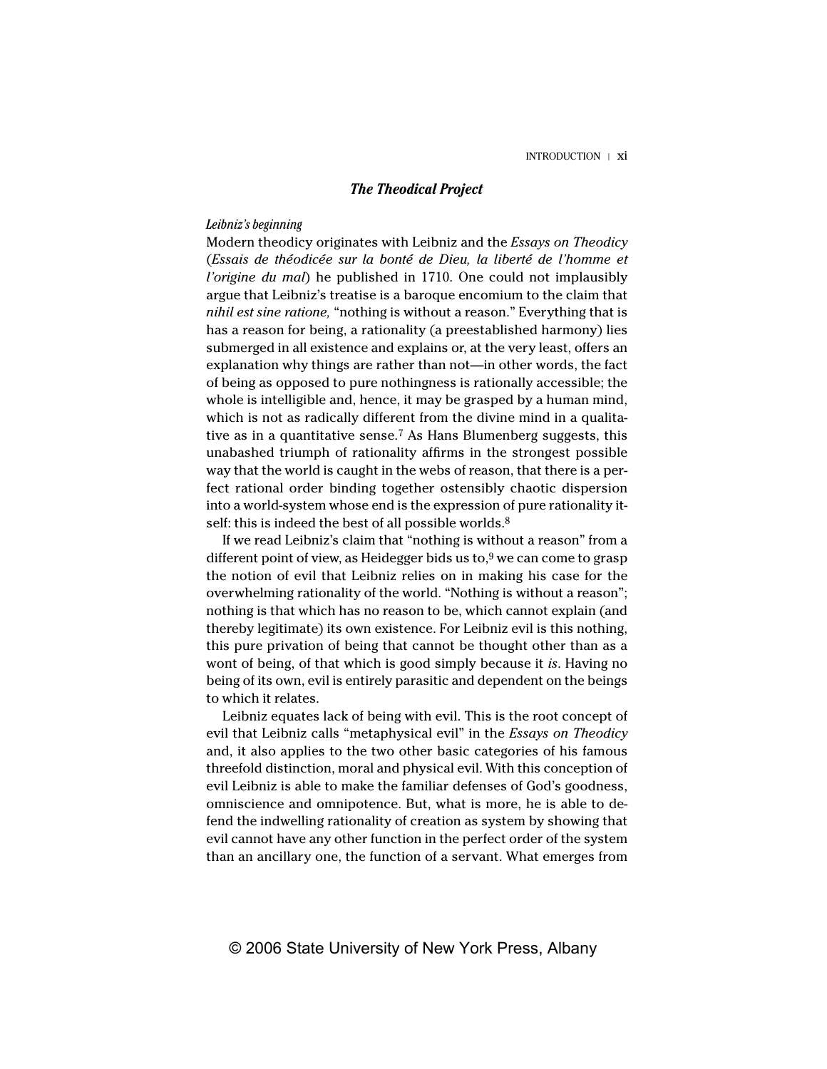## *The Theodical Project*

### *Leibniz's beginning*

Modern theodicy originates with Leibniz and the *Essays on Theodicy* (*Essais de théodicée sur la bonté de Dieu, la liberté de l'homme et l'origine du mal*) he published in 1710. One could not implausibly argue that Leibniz's treatise is a baroque encomium to the claim that *nihil est sine ratione,* "nothing is without a reason." Everything that is has a reason for being, a rationality (a preestablished harmony) lies submerged in all existence and explains or, at the very least, offers an explanation why things are rather than not—in other words, the fact of being as opposed to pure nothingness is rationally accessible; the whole is intelligible and, hence, it may be grasped by a human mind, which is not as radically different from the divine mind in a qualitative as in a quantitative sense.[7] As Hans Blumenberg suggests, this unabashed triumph of rationality affirms in the strongest possible way that the world is caught in the webs of reason, that there is a perfect rational order binding together ostensibly chaotic dispersion into a world-system whose end is the expression of pure rationality itself: this is indeed the best of all possible worlds.[8]

If we read Leibniz's claim that "nothing is without a reason" from a different point of view, as Heidegger bids us to,[9] we can come to grasp the notion of evil that Leibniz relies on in making his case for the overwhelming rationality of the world. "Nothing is without a reason"; nothing is that which has no reason to be, which cannot explain (and thereby legitimate) its own existence. For Leibniz evil is this nothing, this pure privation of being that cannot be thought other than as a wont of being, of that which is good simply because it *is*. Having no being of its own, evil is entirely parasitic and dependent on the beings to which it relates.

Leibniz equates lack of being with evil. This is the root concept of evil that Leibniz calls "metaphysical evil" in the *Essays on Theodicy* and, it also applies to the two other basic categories of his famous threefold distinction, moral and physical evil. With this conception of evil Leibniz is able to make the familiar defenses of God's goodness, omniscience and omnipotence. But, what is more, he is able to defend the indwelling rationality of creation as system by showing that evil cannot have any other function in the perfect order of the system than an ancillary one, the function of a servant. What emerges from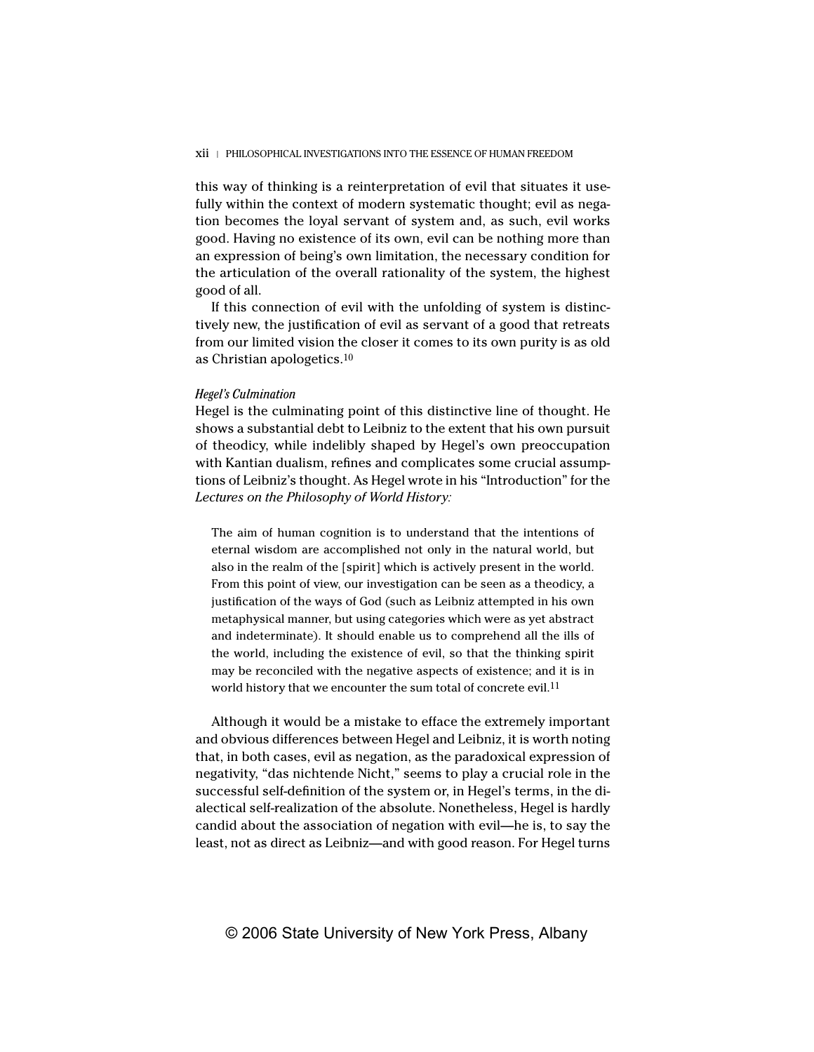this way of thinking is a reinterpretation of evil that situates it usefully within the context of modern systematic thought; evil as negation becomes the loyal servant of system and, as such, evil works good. Having no existence of its own, evil can be nothing more than an expression of being's own limitation, the necessary condition for the articulation of the overall rationality of the system, the highest good of all.

If this connection of evil with the unfolding of system is distinctively new, the justification of evil as servant of a good that retreats from our limited vision the closer it comes to its own purity is as old as Christian apologetics.[10]

*Hegel's Culmination*

Hegel is the culminating point of this distinctive line of thought. He shows a substantial debt to Leibniz to the extent that his own pursuit of theodicy, while indelibly shaped by Hegel's own preoccupation with Kantian dualism, refines and complicates some crucial assumptions of Leibniz's thought. As Hegel wrote in his "Introduction" for the *Lectures on the Philosophy of World History:*

> The aim of human cognition is to understand that the intentions of eternal wisdom are accomplished not only in the natural world, but also in the realm of the [spirit] which is actively present in the world. From this point of view, our investigation can be seen as a theodicy, a justification of the ways of God (such as Leibniz attempted in his own metaphysical manner, but using categories which were as yet abstract and indeterminate). It should enable us to comprehend all the ills of the world, including the existence of evil, so that the thinking spirit may be reconciled with the negative aspects of existence; and it is in world history that we encounter the sum total of concrete evil.[11]

Although it would be a mistake to efface the extremely important and obvious differences between Hegel and Leibniz, it is worth noting that, in both cases, evil as negation, as the paradoxical expression of negativity, "das nichtende Nicht," seems to play a crucial role in the successful self-definition of the system or, in Hegel's terms, in the dialectical self-realization of the absolute. Nonetheless, Hegel is hardly candid about the association of negation with evil—he is, to say the least, not as direct as Leibniz—and with good reason. For Hegel turns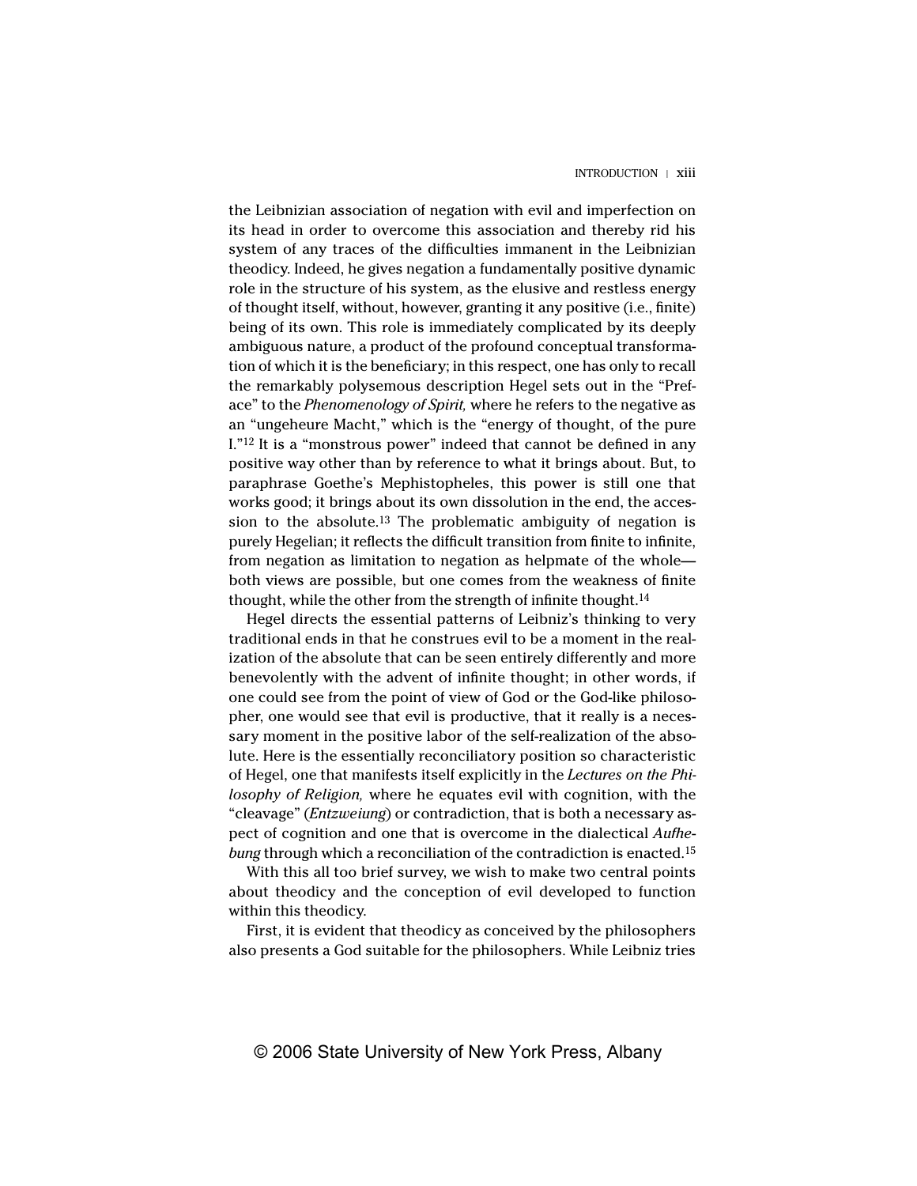the Leibnizian association of negation with evil and imperfection on its head in order to overcome this association and thereby rid his system of any traces of the difficulties immanent in the Leibnizian theodicy. Indeed, he gives negation a fundamentally positive dynamic role in the structure of his system, as the elusive and restless energy of thought itself, without, however, granting it any positive (i.e., finite) being of its own. This role is immediately complicated by its deeply ambiguous nature, a product of the profound conceptual transformation of which it is the beneficiary; in this respect, one has only to recall the remarkably polysemous description Hegel sets out in the "Preface" to the *Phenomenology of Spirit,* where he refers to the negative as an "ungeheure Macht," which is the "energy of thought, of the pure I."[12] It is a "monstrous power" indeed that cannot be defined in any positive way other than by reference to what it brings about. But, to paraphrase Goethe's Mephistopheles, this power is still one that works good; it brings about its own dissolution in the end, the accession to the absolute.[13] The problematic ambiguity of negation is purely Hegelian; it reflects the difficult transition from finite to infinite, from negation as limitation to negation as helpmate of the whole—both views are possible, but one comes from the weakness of finite thought, while the other from the strength of infinite thought.[14]

Hegel directs the essential patterns of Leibniz's thinking to very traditional ends in that he construes evil to be a moment in the realization of the absolute that can be seen entirely differently and more benevolently with the advent of infinite thought; in other words, if one could see from the point of view of God or the God-like philosopher, one would see that evil is productive, that it really is a necessary moment in the positive labor of the self-realization of the absolute. Here is the essentially reconciliatory position so characteristic of Hegel, one that manifests itself explicitly in the *Lectures on the Philosophy of Religion,* where he equates evil with cognition, with the "cleavage" (*Entzweiung*) or contradiction, that is both a necessary aspect of cognition and one that is overcome in the dialectical *Aufhebung* through which a reconciliation of the contradiction is enacted.[15]

With this all too brief survey, we wish to make two central points about theodicy and the conception of evil developed to function within this theodicy.

First, it is evident that theodicy as conceived by the philosophers also presents a God suitable for the philosophers. While Leibniz tries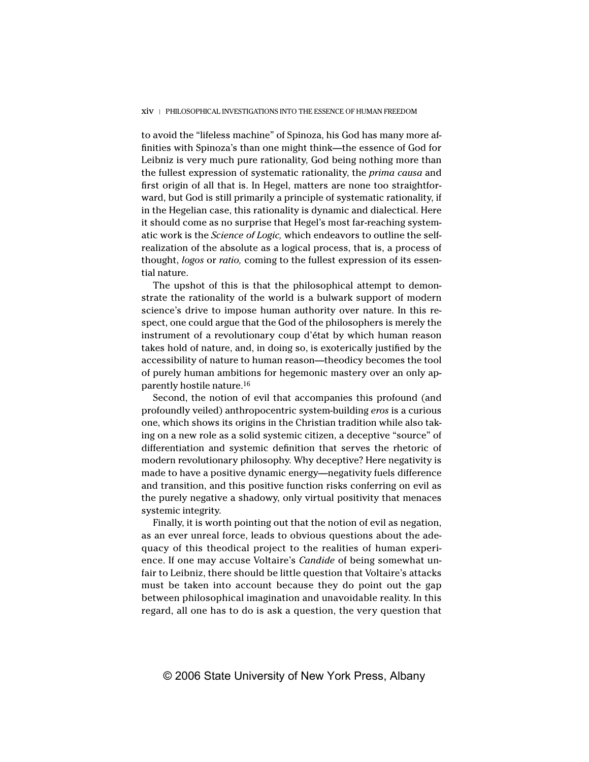to avoid the "lifeless machine" of Spinoza, his God has many more affinities with Spinoza's than one might think—the essence of God for Leibniz is very much pure rationality, God being nothing more than the fullest expression of systematic rationality, the *prima causa* and first origin of all that is. In Hegel, matters are none too straightforward, but God is still primarily a principle of systematic rationality, if in the Hegelian case, this rationality is dynamic and dialectical. Here it should come as no surprise that Hegel's most far-reaching systematic work is the *Science of Logic,* which endeavors to outline the self-realization of the absolute as a logical process, that is, a process of thought, *logos* or *ratio,* coming to the fullest expression of its essential nature.

The upshot of this is that the philosophical attempt to demonstrate the rationality of the world is a bulwark support of modern science's drive to impose human authority over nature. In this respect, one could argue that the God of the philosophers is merely the instrument of a revolutionary coup d'état by which human reason takes hold of nature, and, in doing so, is exoterically justified by the accessibility of nature to human reason—theodicy becomes the tool of purely human ambitions for hegemonic mastery over an only apparently hostile nature.[16]

Second, the notion of evil that accompanies this profound (and profoundly veiled) anthropocentric system-building *eros* is a curious one, which shows its origins in the Christian tradition while also taking on a new role as a solid systemic citizen, a deceptive "source" of differentiation and systemic definition that serves the rhetoric of modern revolutionary philosophy. Why deceptive? Here negativity is made to have a positive dynamic energy—negativity fuels difference and transition, and this positive function risks conferring on evil as the purely negative a shadowy, only virtual positivity that menaces systemic integrity.

Finally, it is worth pointing out that the notion of evil as negation, as an ever unreal force, leads to obvious questions about the adequacy of this theodical project to the realities of human experience. If one may accuse Voltaire's *Candide* of being somewhat unfair to Leibniz, there should be little question that Voltaire's attacks must be taken into account because they do point out the gap between philosophical imagination and unavoidable reality. In this regard, all one has to do is ask a question, the very question that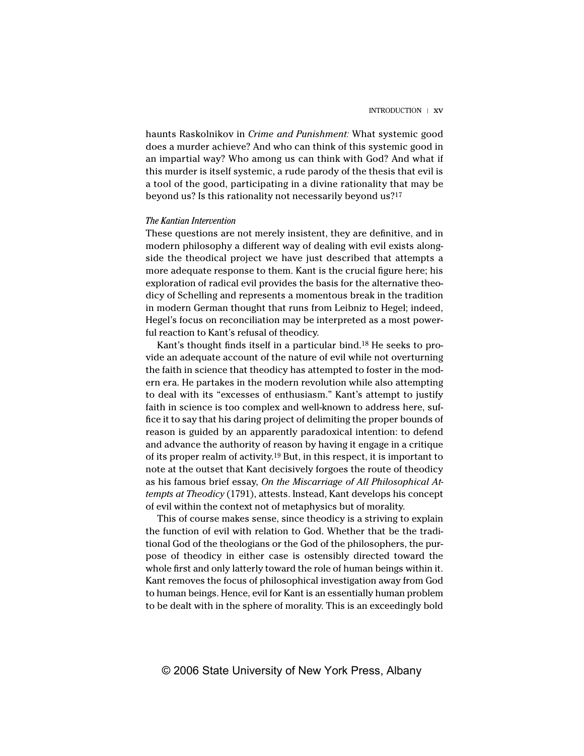haunts Raskolnikov in *Crime and Punishment:* What systemic good does a murder achieve? And who can think of this systemic good in an impartial way? Who among us can think with God? And what if this murder is itself systemic, a rude parody of the thesis that evil is a tool of the good, participating in a divine rationality that may be beyond us? Is this rationality not necessarily beyond us?[17]

### *The Kantian Intervention*

These questions are not merely insistent, they are definitive, and in modern philosophy a different way of dealing with evil exists alongside the theodical project we have just described that attempts a more adequate response to them. Kant is the crucial figure here; his exploration of radical evil provides the basis for the alternative theodicy of Schelling and represents a momentous break in the tradition in modern German thought that runs from Leibniz to Hegel; indeed, Hegel's focus on reconciliation may be interpreted as a most powerful reaction to Kant's refusal of theodicy.

Kant's thought finds itself in a particular bind.[18] He seeks to provide an adequate account of the nature of evil while not overturning the faith in science that theodicy has attempted to foster in the modern era. He partakes in the modern revolution while also attempting to deal with its "excesses of enthusiasm." Kant's attempt to justify faith in science is too complex and well-known to address here, suffice it to say that his daring project of delimiting the proper bounds of reason is guided by an apparently paradoxical intention: to defend and advance the authority of reason by having it engage in a critique of its proper realm of activity.[19] But, in this respect, it is important to note at the outset that Kant decisively forgoes the route of theodicy as his famous brief essay, *On the Miscarriage of All Philosophical Attempts at Theodicy* (1791), attests. Instead, Kant develops his concept of evil within the context not of metaphysics but of morality.

This of course makes sense, since theodicy is a striving to explain the function of evil with relation to God. Whether that be the traditional God of the theologians or the God of the philosophers, the purpose of theodicy in either case is ostensibly directed toward the whole first and only latterly toward the role of human beings within it. Kant removes the focus of philosophical investigation away from God to human beings. Hence, evil for Kant is an essentially human problem to be dealt with in the sphere of morality. This is an exceedingly bold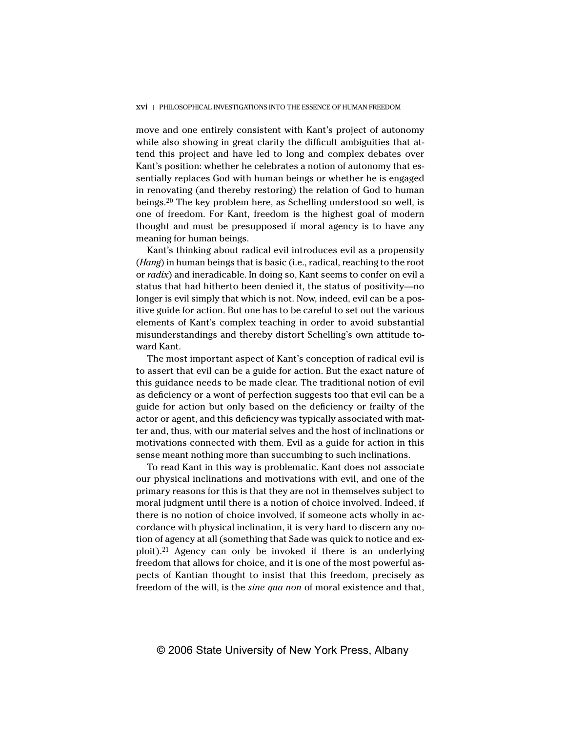move and one entirely consistent with Kant's project of autonomy while also showing in great clarity the difficult ambiguities that attend this project and have led to long and complex debates over Kant's position: whether he celebrates a notion of autonomy that essentially replaces God with human beings or whether he is engaged in renovating (and thereby restoring) the relation of God to human beings.[20] The key problem here, as Schelling understood so well, is one of freedom. For Kant, freedom is the highest goal of modern thought and must be presupposed if moral agency is to have any meaning for human beings.

Kant's thinking about radical evil introduces evil as a propensity (*Hang*) in human beings that is basic (i.e., radical, reaching to the root or *radix*) and ineradicable. In doing so, Kant seems to confer on evil a status that had hitherto been denied it, the status of positivity—no longer is evil simply that which is not. Now, indeed, evil can be a positive guide for action. But one has to be careful to set out the various elements of Kant's complex teaching in order to avoid substantial misunderstandings and thereby distort Schelling's own attitude toward Kant.

The most important aspect of Kant's conception of radical evil is to assert that evil can be a guide for action. But the exact nature of this guidance needs to be made clear. The traditional notion of evil as deficiency or a wont of perfection suggests too that evil can be a guide for action but only based on the deficiency or frailty of the actor or agent, and this deficiency was typically associated with matter and, thus, with our material selves and the host of inclinations or motivations connected with them. Evil as a guide for action in this sense meant nothing more than succumbing to such inclinations.

To read Kant in this way is problematic. Kant does not associate our physical inclinations and motivations with evil, and one of the primary reasons for this is that they are not in themselves subject to moral judgment until there is a notion of choice involved. Indeed, if there is no notion of choice involved, if someone acts wholly in accordance with physical inclination, it is very hard to discern any notion of agency at all (something that Sade was quick to notice and exploit).[21] Agency can only be invoked if there is an underlying freedom that allows for choice, and it is one of the most powerful aspects of Kantian thought to insist that this freedom, precisely as freedom of the will, is the *sine qua non* of moral existence and that,

© 2006 State University of New York Press, Albany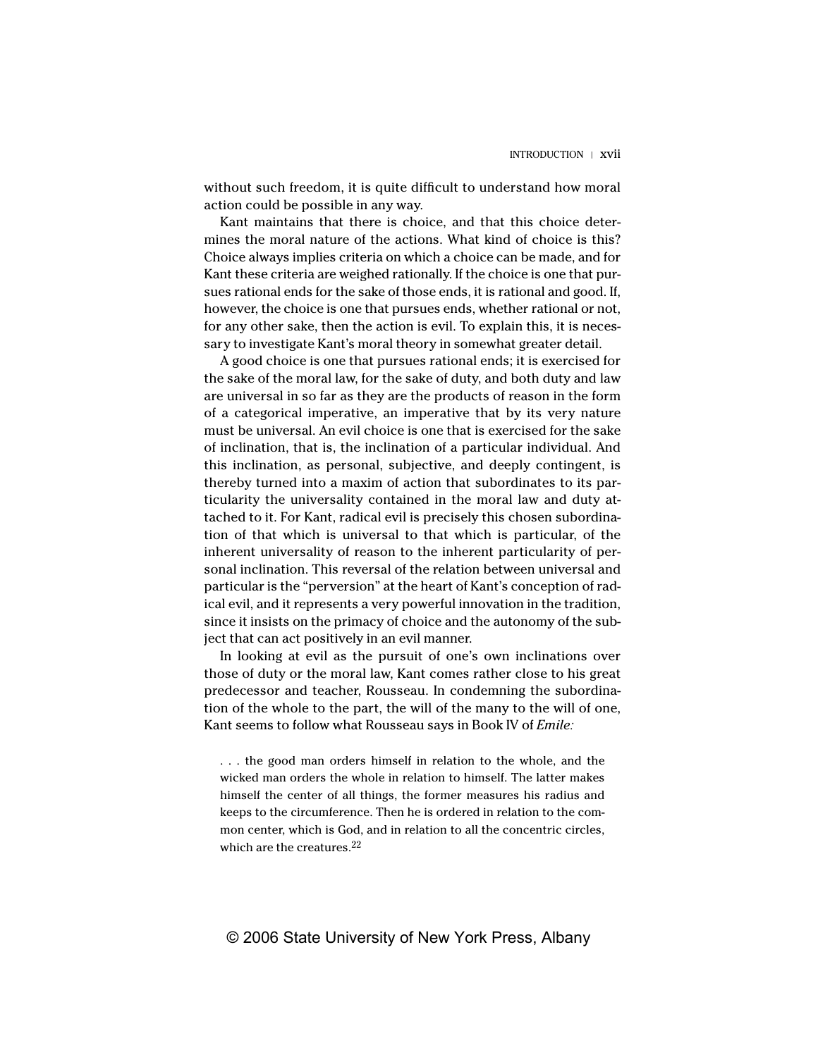without such freedom, it is quite difficult to understand how moral action could be possible in any way.

Kant maintains that there is choice, and that this choice determines the moral nature of the actions. What kind of choice is this? Choice always implies criteria on which a choice can be made, and for Kant these criteria are weighed rationally. If the choice is one that pursues rational ends for the sake of those ends, it is rational and good. If, however, the choice is one that pursues ends, whether rational or not, for any other sake, then the action is evil. To explain this, it is necessary to investigate Kant's moral theory in somewhat greater detail.

A good choice is one that pursues rational ends; it is exercised for the sake of the moral law, for the sake of duty, and both duty and law are universal in so far as they are the products of reason in the form of a categorical imperative, an imperative that by its very nature must be universal. An evil choice is one that is exercised for the sake of inclination, that is, the inclination of a particular individual. And this inclination, as personal, subjective, and deeply contingent, is thereby turned into a maxim of action that subordinates to its particularity the universality contained in the moral law and duty attached to it. For Kant, radical evil is precisely this chosen subordination of that which is universal to that which is particular, of the inherent universality of reason to the inherent particularity of personal inclination. This reversal of the relation between universal and particular is the "perversion" at the heart of Kant's conception of radical evil, and it represents a very powerful innovation in the tradition, since it insists on the primacy of choice and the autonomy of the subject that can act positively in an evil manner.

In looking at evil as the pursuit of one's own inclinations over those of duty or the moral law, Kant comes rather close to his great predecessor and teacher, Rousseau. In condemning the subordination of the whole to the part, the will of the many to the will of one, Kant seems to follow what Rousseau says in Book IV of *Emile:*

> . . . the good man orders himself in relation to the whole, and the wicked man orders the whole in relation to himself. The latter makes himself the center of all things, the former measures his radius and keeps to the circumference. Then he is ordered in relation to the common center, which is God, and in relation to all the concentric circles, which are the creatures.[22]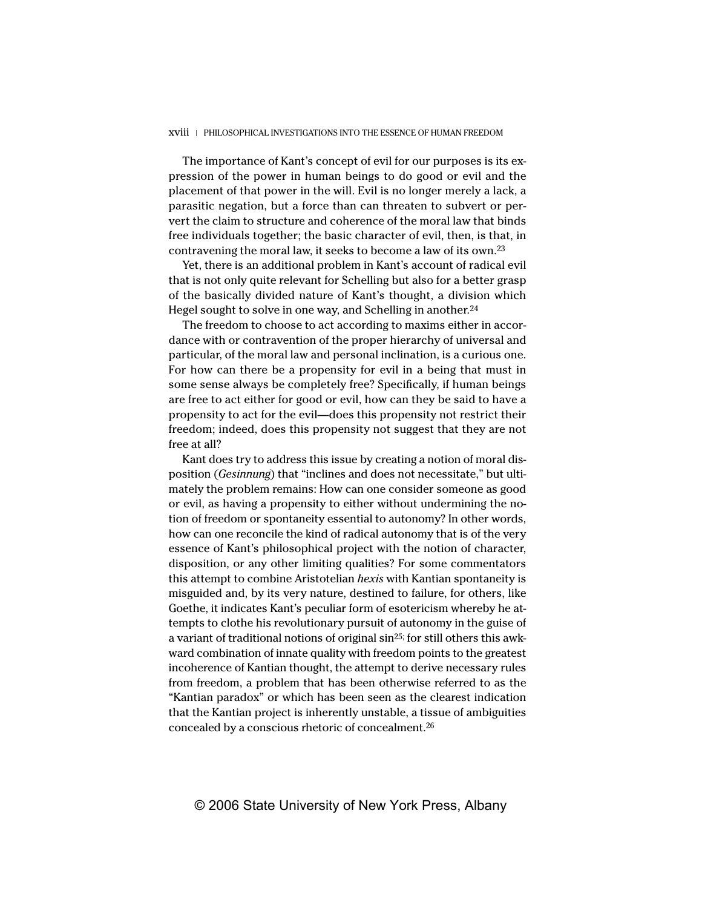The importance of Kant's concept of evil for our purposes is its expression of the power in human beings to do good or evil and the placement of that power in the will. Evil is no longer merely a lack, a parasitic negation, but a force than can threaten to subvert or pervert the claim to structure and coherence of the moral law that binds free individuals together; the basic character of evil, then, is that, in contravening the moral law, it seeks to become a law of its own.[23]

Yet, there is an additional problem in Kant's account of radical evil that is not only quite relevant for Schelling but also for a better grasp of the basically divided nature of Kant's thought, a division which Hegel sought to solve in one way, and Schelling in another.[24]

The freedom to choose to act according to maxims either in accordance with or contravention of the proper hierarchy of universal and particular, of the moral law and personal inclination, is a curious one. For how can there be a propensity for evil in a being that must in some sense always be completely free? Specifically, if human beings are free to act either for good or evil, how can they be said to have a propensity to act for the evil—does this propensity not restrict their freedom; indeed, does this propensity not suggest that they are not free at all?

Kant does try to address this issue by creating a notion of moral disposition (*Gesinnung*) that "inclines and does not necessitate," but ultimately the problem remains: How can one consider someone as good or evil, as having a propensity to either without undermining the notion of freedom or spontaneity essential to autonomy? In other words, how can one reconcile the kind of radical autonomy that is of the very essence of Kant's philosophical project with the notion of character, disposition, or any other limiting qualities? For some commentators this attempt to combine Aristotelian *hexis* with Kantian spontaneity is misguided and, by its very nature, destined to failure, for others, like Goethe, it indicates Kant's peculiar form of esotericism whereby he attempts to clothe his revolutionary pursuit of autonomy in the guise of a variant of traditional notions of original sin[25]; for still others this awkward combination of innate quality with freedom points to the greatest incoherence of Kantian thought, the attempt to derive necessary rules from freedom, a problem that has been otherwise referred to as the "Kantian paradox" or which has been seen as the clearest indication that the Kantian project is inherently unstable, a tissue of ambiguities concealed by a conscious rhetoric of concealment.[26]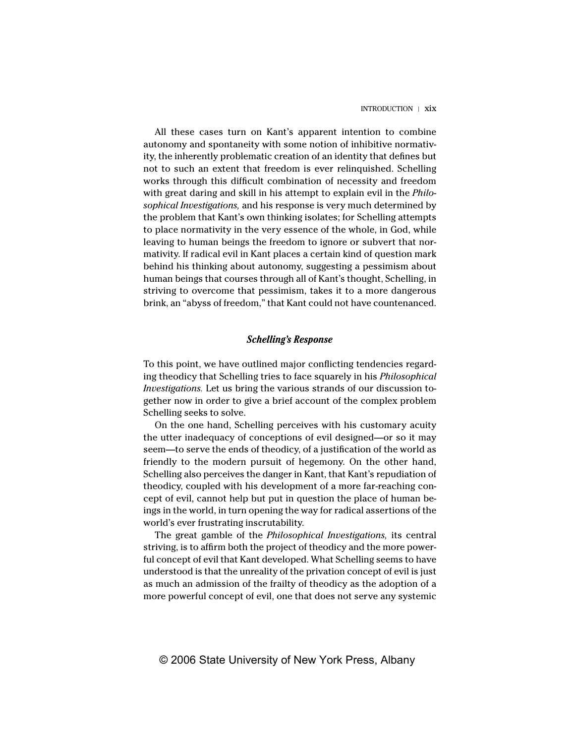All these cases turn on Kant's apparent intention to combine autonomy and spontaneity with some notion of inhibitive normativity, the inherently problematic creation of an identity that defines but not to such an extent that freedom is ever relinquished. Schelling works through this difficult combination of necessity and freedom with great daring and skill in his attempt to explain evil in the *Philosophical Investigations,* and his response is very much determined by the problem that Kant's own thinking isolates; for Schelling attempts to place normativity in the very essence of the whole, in God, while leaving to human beings the freedom to ignore or subvert that normativity. If radical evil in Kant places a certain kind of question mark behind his thinking about autonomy, suggesting a pessimism about human beings that courses through all of Kant's thought, Schelling, in striving to overcome that pessimism, takes it to a more dangerous brink, an "abyss of freedom," that Kant could not have countenanced.

### *Schelling's Response*

To this point, we have outlined major conflicting tendencies regarding theodicy that Schelling tries to face squarely in his *Philosophical Investigations.* Let us bring the various strands of our discussion together now in order to give a brief account of the complex problem Schelling seeks to solve.

On the one hand, Schelling perceives with his customary acuity the utter inadequacy of conceptions of evil designed—or so it may seem—to serve the ends of theodicy, of a justification of the world as friendly to the modern pursuit of hegemony. On the other hand, Schelling also perceives the danger in Kant, that Kant's repudiation of theodicy, coupled with his development of a more far-reaching concept of evil, cannot help but put in question the place of human beings in the world, in turn opening the way for radical assertions of the world's ever frustrating inscrutability.

The great gamble of the *Philosophical Investigations,* its central striving, is to affirm both the project of theodicy and the more powerful concept of evil that Kant developed. What Schelling seems to have understood is that the unreality of the privation concept of evil is just as much an admission of the frailty of theodicy as the adoption of a more powerful concept of evil, one that does not serve any systemic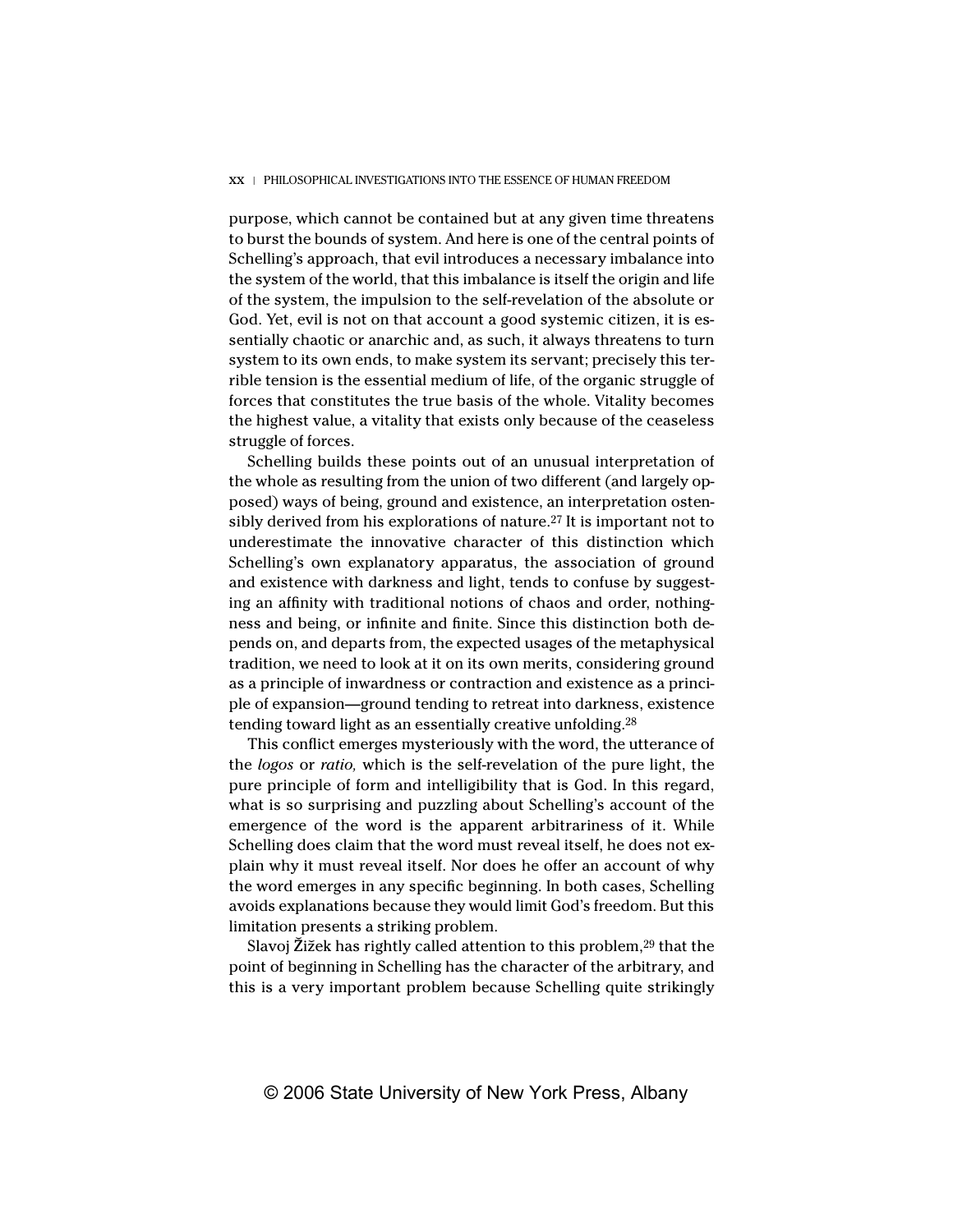purpose, which cannot be contained but at any given time threatens to burst the bounds of system. And here is one of the central points of Schelling's approach, that evil introduces a necessary imbalance into the system of the world, that this imbalance is itself the origin and life of the system, the impulsion to the self-revelation of the absolute or God. Yet, evil is not on that account a good systemic citizen, it is essentially chaotic or anarchic and, as such, it always threatens to turn system to its own ends, to make system its servant; precisely this terrible tension is the essential medium of life, of the organic struggle of forces that constitutes the true basis of the whole. Vitality becomes the highest value, a vitality that exists only because of the ceaseless struggle of forces.

Schelling builds these points out of an unusual interpretation of the whole as resulting from the union of two different (and largely opposed) ways of being, ground and existence, an interpretation ostensibly derived from his explorations of nature.[27] It is important not to underestimate the innovative character of this distinction which Schelling's own explanatory apparatus, the association of ground and existence with darkness and light, tends to confuse by suggesting an affinity with traditional notions of chaos and order, nothingness and being, or infinite and finite. Since this distinction both depends on, and departs from, the expected usages of the metaphysical tradition, we need to look at it on its own merits, considering ground as a principle of inwardness or contraction and existence as a principle of expansion—ground tending to retreat into darkness, existence tending toward light as an essentially creative unfolding.[28]

This conflict emerges mysteriously with the word, the utterance of the *logos* or *ratio,* which is the self-revelation of the pure light, the pure principle of form and intelligibility that is God. In this regard, what is so surprising and puzzling about Schelling's account of the emergence of the word is the apparent arbitrariness of it. While Schelling does claim that the word must reveal itself, he does not explain why it must reveal itself. Nor does he offer an account of why the word emerges in any specific beginning. In both cases, Schelling avoids explanations because they would limit God's freedom. But this limitation presents a striking problem.

Slavoj Žižek has rightly called attention to this problem,[29] that the point of beginning in Schelling has the character of the arbitrary, and this is a very important problem because Schelling quite strikingly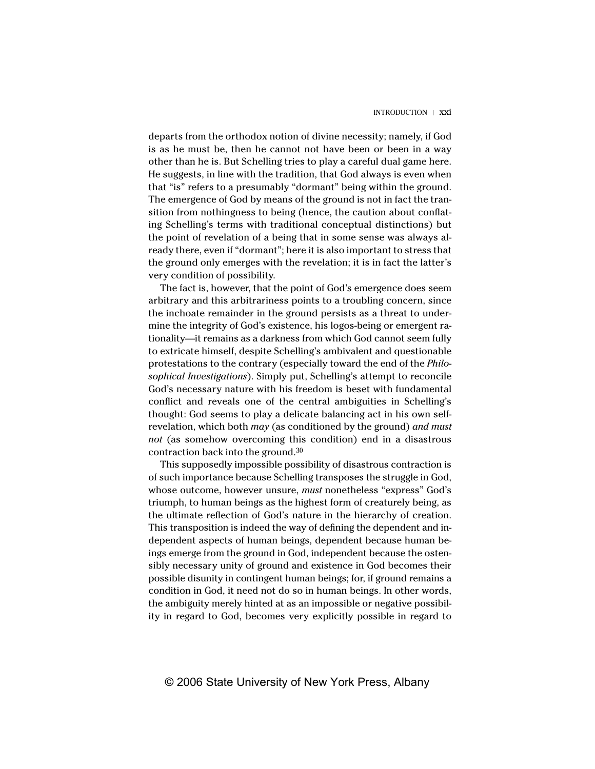departs from the orthodox notion of divine necessity; namely, if God is as he must be, then he cannot not have been or been in a way other than he is. But Schelling tries to play a careful dual game here. He suggests, in line with the tradition, that God always is even when that "is" refers to a presumably "dormant" being within the ground. The emergence of God by means of the ground is not in fact the transition from nothingness to being (hence, the caution about conflating Schelling's terms with traditional conceptual distinctions) but the point of revelation of a being that in some sense was always already there, even if "dormant"; here it is also important to stress that the ground only emerges with the revelation; it is in fact the latter's very condition of possibility.

The fact is, however, that the point of God's emergence does seem arbitrary and this arbitrariness points to a troubling concern, since the inchoate remainder in the ground persists as a threat to undermine the integrity of God's existence, his logos-being or emergent rationality—it remains as a darkness from which God cannot seem fully to extricate himself, despite Schelling's ambivalent and questionable protestations to the contrary (especially toward the end of the *Philosophical Investigations*). Simply put, Schelling's attempt to reconcile God's necessary nature with his freedom is beset with fundamental conflict and reveals one of the central ambiguities in Schelling's thought: God seems to play a delicate balancing act in his own self-revelation, which both *may* (as conditioned by the ground) *and must not* (as somehow overcoming this condition) end in a disastrous contraction back into the ground.[30]

This supposedly impossible possibility of disastrous contraction is of such importance because Schelling transposes the struggle in God, whose outcome, however unsure, *must* nonetheless "express" God's triumph, to human beings as the highest form of creaturely being, as the ultimate reflection of God's nature in the hierarchy of creation. This transposition is indeed the way of defining the dependent and independent aspects of human beings, dependent because human beings emerge from the ground in God, independent because the ostensibly necessary unity of ground and existence in God becomes their possible disunity in contingent human beings; for, if ground remains a condition in God, it need not do so in human beings. In other words, the ambiguity merely hinted at as an impossible or negative possibility in regard to God, becomes very explicitly possible in regard to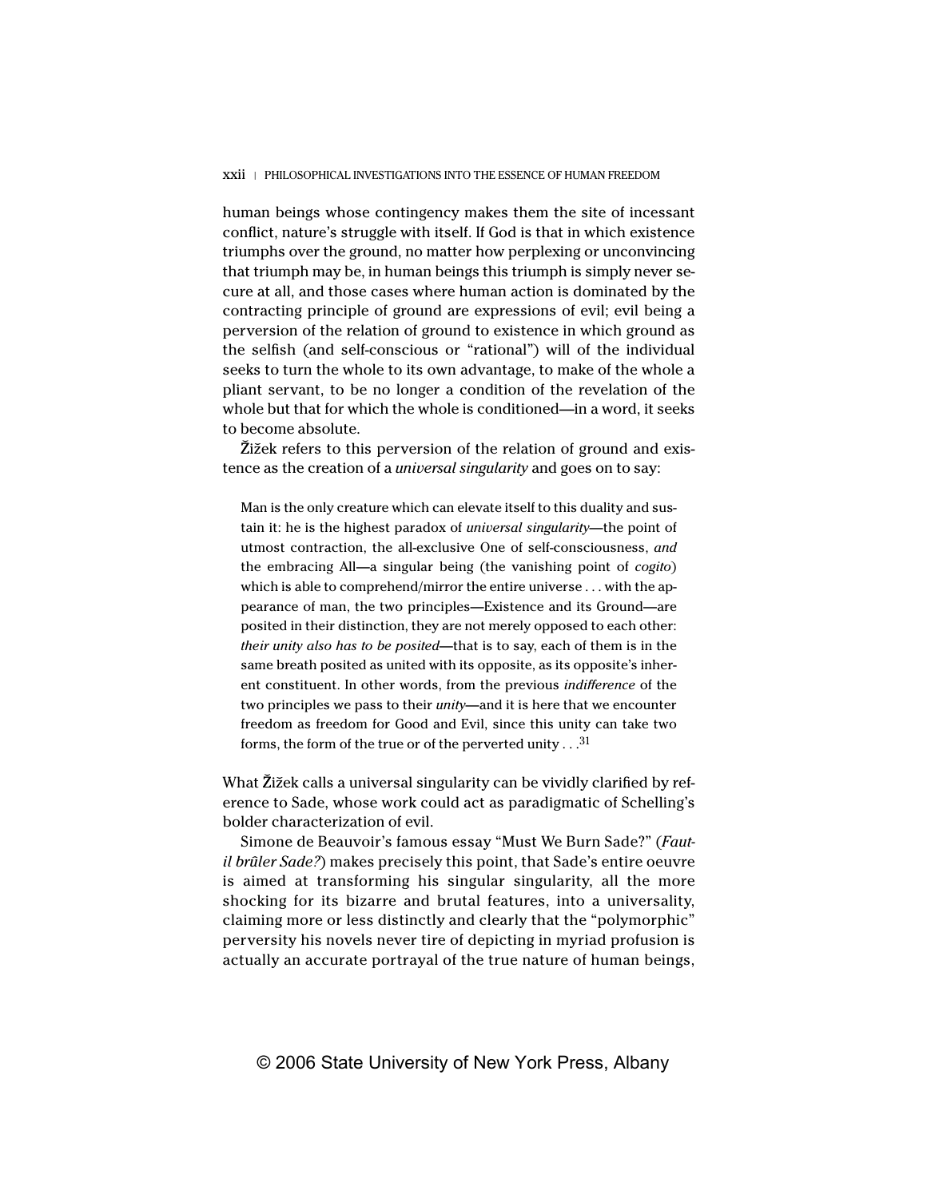human beings whose contingency makes them the site of incessant conflict, nature's struggle with itself. If God is that in which existence triumphs over the ground, no matter how perplexing or unconvincing that triumph may be, in human beings this triumph is simply never secure at all, and those cases where human action is dominated by the contracting principle of ground are expressions of evil; evil being a perversion of the relation of ground to existence in which ground as the selfish (and self-conscious or "rational") will of the individual seeks to turn the whole to its own advantage, to make of the whole a pliant servant, to be no longer a condition of the revelation of the whole but that for which the whole is conditioned—in a word, it seeks to become absolute.

Žižek refers to this perversion of the relation of ground and existence as the creation of a *universal singularity* and goes on to say:

> Man is the only creature which can elevate itself to this duality and sustain it: he is the highest paradox of *universal singularity*—the point of utmost contraction, the all-exclusive One of self-consciousness, *and* the embracing All—a singular being (the vanishing point of *cogito*) which is able to comprehend/mirror the entire universe . . . with the appearance of man, the two principles—Existence and its Ground—are posited in their distinction, they are not merely opposed to each other: *their unity also has to be posited*—that is to say, each of them is in the same breath posited as united with its opposite, as its opposite's inherent constituent. In other words, from the previous *indifference* of the two principles we pass to their *unity*—and it is here that we encounter freedom as freedom for Good and Evil, since this unity can take two forms, the form of the true or of the perverted unity . . .[31]

What Žižek calls a universal singularity can be vividly clarified by reference to Sade, whose work could act as paradigmatic of Schelling's bolder characterization of evil.

Simone de Beauvoir's famous essay "Must We Burn Sade?" (*Faut-il brûler Sade?*) makes precisely this point, that Sade's entire oeuvre is aimed at transforming his singular singularity, all the more shocking for its bizarre and brutal features, into a universality, claiming more or less distinctly and clearly that the "polymorphic" perversity his novels never tire of depicting in myriad profusion is actually an accurate portrayal of the true nature of human beings,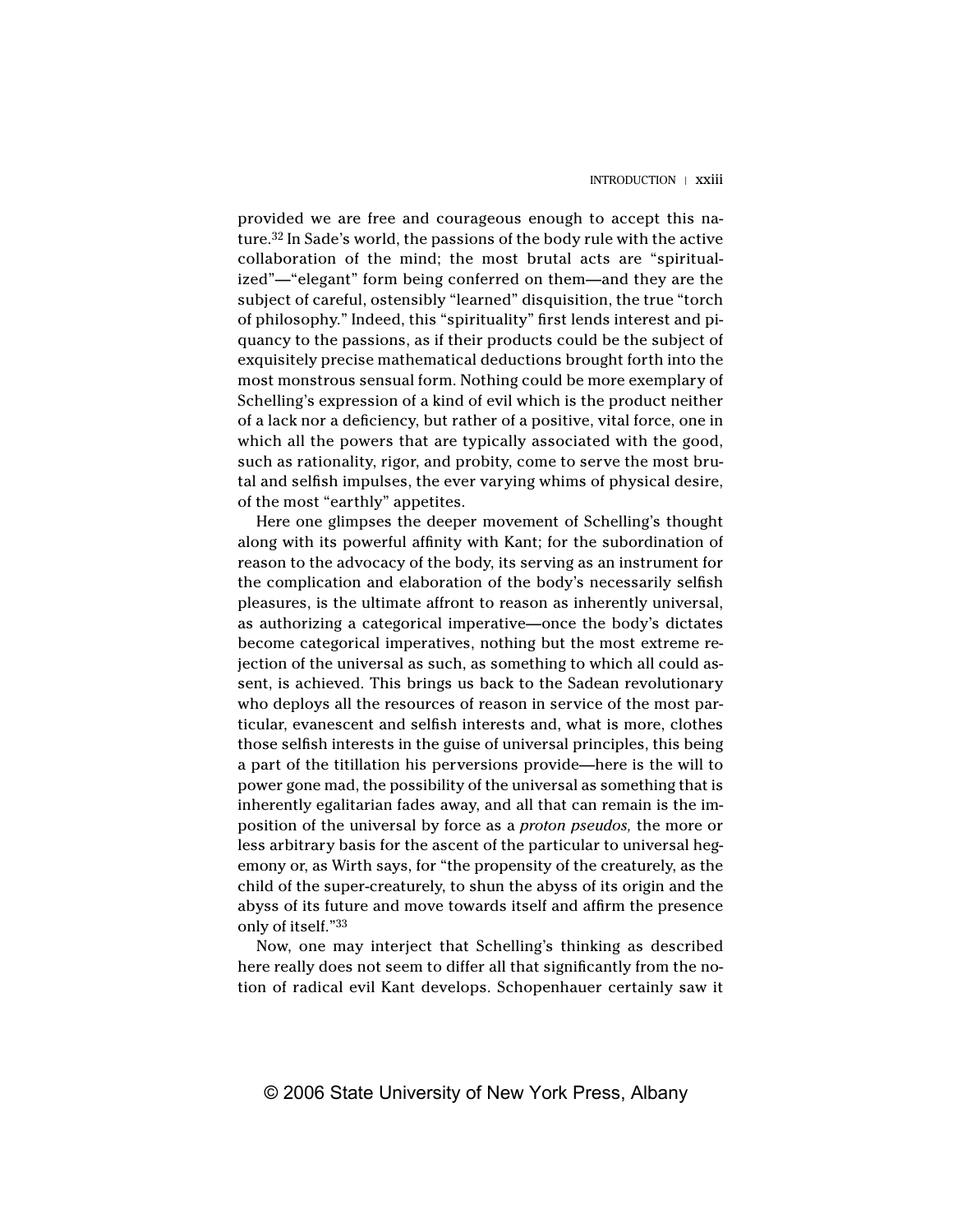provided we are free and courageous enough to accept this nature.[32] In Sade's world, the passions of the body rule with the active collaboration of the mind; the most brutal acts are "spiritualized"—"elegant" form being conferred on them—and they are the subject of careful, ostensibly "learned" disquisition, the true "torch of philosophy." Indeed, this "spirituality" first lends interest and piquancy to the passions, as if their products could be the subject of exquisitely precise mathematical deductions brought forth into the most monstrous sensual form. Nothing could be more exemplary of Schelling's expression of a kind of evil which is the product neither of a lack nor a deficiency, but rather of a positive, vital force, one in which all the powers that are typically associated with the good, such as rationality, rigor, and probity, come to serve the most brutal and selfish impulses, the ever varying whims of physical desire, of the most "earthly" appetites.

Here one glimpses the deeper movement of Schelling's thought along with its powerful affinity with Kant; for the subordination of reason to the advocacy of the body, its serving as an instrument for the complication and elaboration of the body's necessarily selfish pleasures, is the ultimate affront to reason as inherently universal, as authorizing a categorical imperative—once the body's dictates become categorical imperatives, nothing but the most extreme rejection of the universal as such, as something to which all could assent, is achieved. This brings us back to the Sadean revolutionary who deploys all the resources of reason in service of the most particular, evanescent and selfish interests and, what is more, clothes those selfish interests in the guise of universal principles, this being a part of the titillation his perversions provide—here is the will to power gone mad, the possibility of the universal as something that is inherently egalitarian fades away, and all that can remain is the imposition of the universal by force as a *proton pseudos,* the more or less arbitrary basis for the ascent of the particular to universal hegemony or, as Wirth says, for "the propensity of the creaturely, as the child of the super-creaturely, to shun the abyss of its origin and the abyss of its future and move towards itself and affirm the presence only of itself."[33]

Now, one may interject that Schelling's thinking as described here really does not seem to differ all that significantly from the notion of radical evil Kant develops. Schopenhauer certainly saw it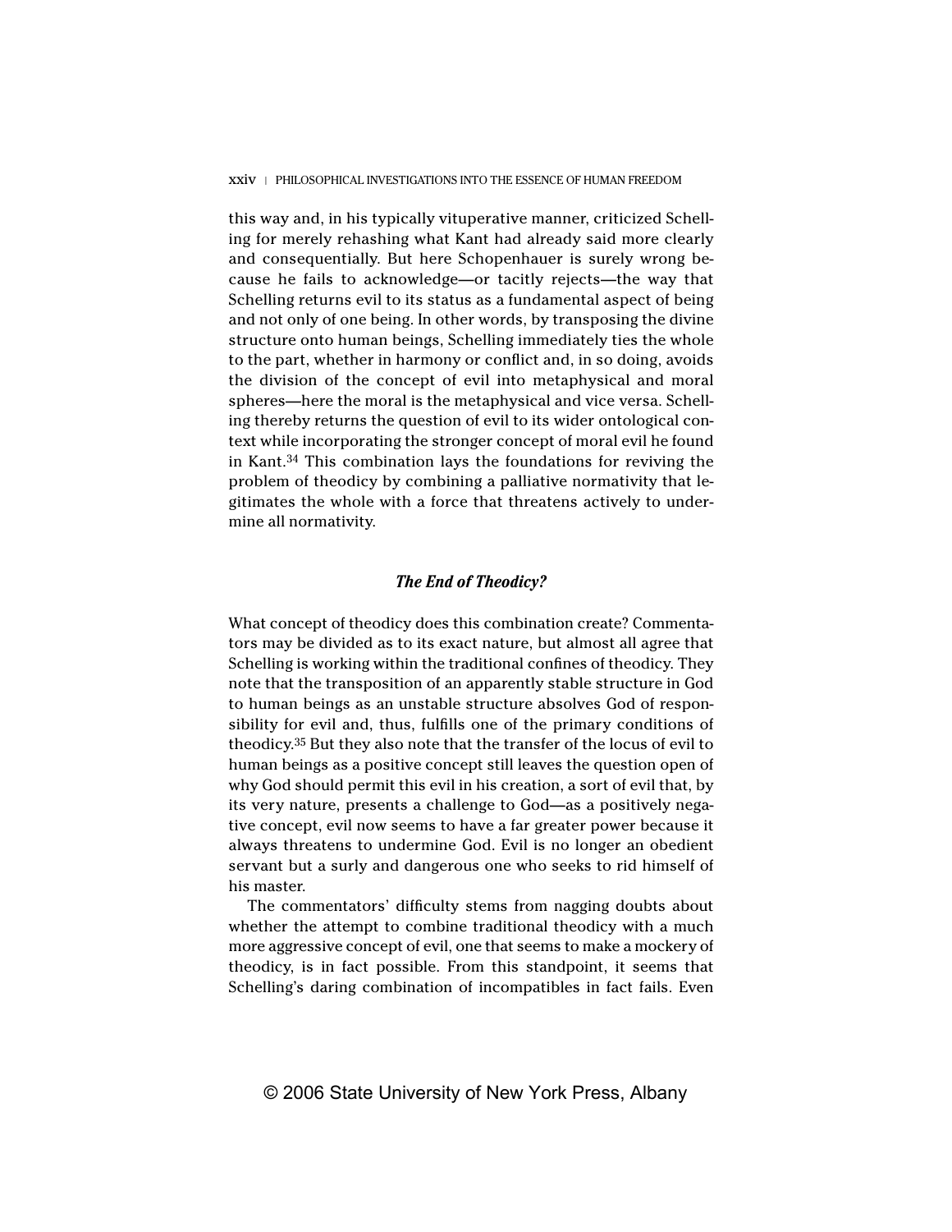this way and, in his typically vituperative manner, criticized Schelling for merely rehashing what Kant had already said more clearly and consequentially. But here Schopenhauer is surely wrong because he fails to acknowledge—or tacitly rejects—the way that Schelling returns evil to its status as a fundamental aspect of being and not only of one being. In other words, by transposing the divine structure onto human beings, Schelling immediately ties the whole to the part, whether in harmony or conflict and, in so doing, avoids the division of the concept of evil into metaphysical and moral spheres—here the moral is the metaphysical and vice versa. Schelling thereby returns the question of evil to its wider ontological context while incorporating the stronger concept of moral evil he found in Kant.[34] This combination lays the foundations for reviving the problem of theodicy by combining a palliative normativity that legitimates the whole with a force that threatens actively to undermine all normativity.

### *The End of Theodicy?*

What concept of theodicy does this combination create? Commentators may be divided as to its exact nature, but almost all agree that Schelling is working within the traditional confines of theodicy. They note that the transposition of an apparently stable structure in God to human beings as an unstable structure absolves God of responsibility for evil and, thus, fulfills one of the primary conditions of theodicy.[35] But they also note that the transfer of the locus of evil to human beings as a positive concept still leaves the question open of why God should permit this evil in his creation, a sort of evil that, by its very nature, presents a challenge to God—as a positively negative concept, evil now seems to have a far greater power because it always threatens to undermine God. Evil is no longer an obedient servant but a surly and dangerous one who seeks to rid himself of his master.

The commentators' difficulty stems from nagging doubts about whether the attempt to combine traditional theodicy with a much more aggressive concept of evil, one that seems to make a mockery of theodicy, is in fact possible. From this standpoint, it seems that Schelling's daring combination of incompatibles in fact fails. Even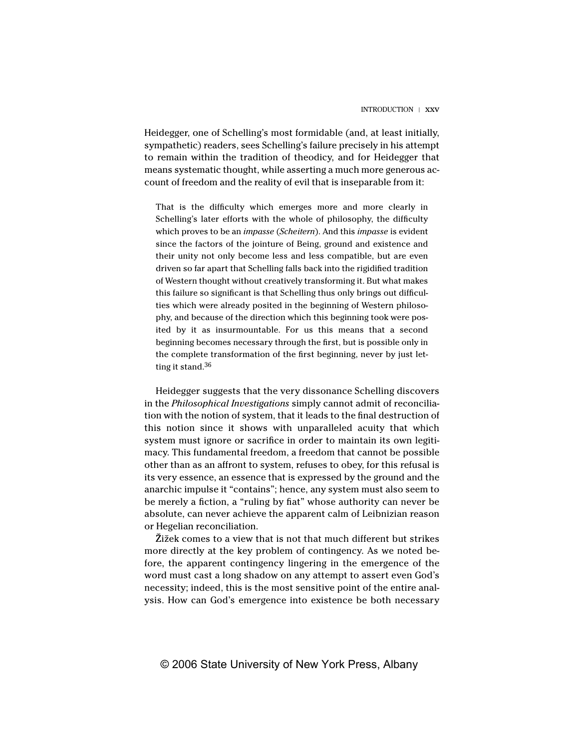Heidegger, one of Schelling's most formidable (and, at least initially, sympathetic) readers, sees Schelling's failure precisely in his attempt to remain within the tradition of theodicy, and for Heidegger that means systematic thought, while asserting a much more generous account of freedom and the reality of evil that is inseparable from it:

> That is the difficulty which emerges more and more clearly in Schelling's later efforts with the whole of philosophy, the difficulty which proves to be an *impasse* (*Scheitern*). And this *impasse* is evident since the factors of the jointure of Being, ground and existence and their unity not only become less and less compatible, but are even driven so far apart that Schelling falls back into the rigidified tradition of Western thought without creatively transforming it. But what makes this failure so significant is that Schelling thus only brings out difficulties which were already posited in the beginning of Western philosophy, and because of the direction which this beginning took were posited by it as insurmountable. For us this means that a second beginning becomes necessary through the first, but is possible only in the complete transformation of the first beginning, never by just letting it stand.[36]

Heidegger suggests that the very dissonance Schelling discovers in the *Philosophical Investigations* simply cannot admit of reconciliation with the notion of system, that it leads to the final destruction of this notion since it shows with unparalleled acuity that which system must ignore or sacrifice in order to maintain its own legitimacy. This fundamental freedom, a freedom that cannot be possible other than as an affront to system, refuses to obey, for this refusal is its very essence, an essence that is expressed by the ground and the anarchic impulse it "contains"; hence, any system must also seem to be merely a fiction, a "ruling by fiat" whose authority can never be absolute, can never achieve the apparent calm of Leibnizian reason or Hegelian reconciliation.

Žižek comes to a view that is not that much different but strikes more directly at the key problem of contingency. As we noted before, the apparent contingency lingering in the emergence of the word must cast a long shadow on any attempt to assert even God's necessity; indeed, this is the most sensitive point of the entire analysis. How can God's emergence into existence be both necessary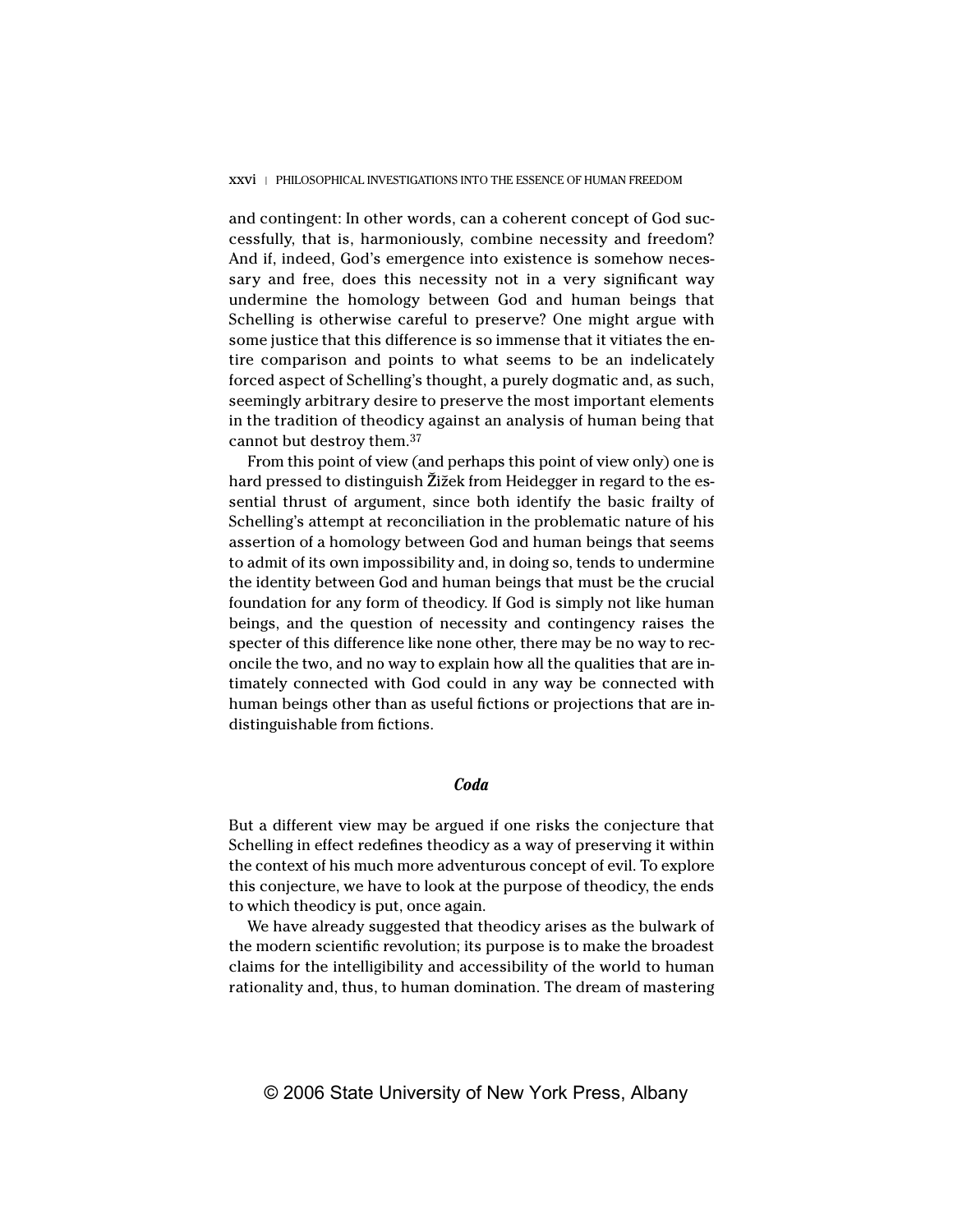and contingent: In other words, can a coherent concept of God successfully, that is, harmoniously, combine necessity and freedom? And if, indeed, God's emergence into existence is somehow necessary and free, does this necessity not in a very significant way undermine the homology between God and human beings that Schelling is otherwise careful to preserve? One might argue with some justice that this difference is so immense that it vitiates the entire comparison and points to what seems to be an indelicately forced aspect of Schelling's thought, a purely dogmatic and, as such, seemingly arbitrary desire to preserve the most important elements in the tradition of theodicy against an analysis of human being that cannot but destroy them.[37]

From this point of view (and perhaps this point of view only) one is hard pressed to distinguish Žižek from Heidegger in regard to the essential thrust of argument, since both identify the basic frailty of Schelling's attempt at reconciliation in the problematic nature of his assertion of a homology between God and human beings that seems to admit of its own impossibility and, in doing so, tends to undermine the identity between God and human beings that must be the crucial foundation for any form of theodicy. If God is simply not like human beings, and the question of necessity and contingency raises the specter of this difference like none other, there may be no way to reconcile the two, and no way to explain how all the qualities that are intimately connected with God could in any way be connected with human beings other than as useful fictions or projections that are indistinguishable from fictions.

### *Coda*

But a different view may be argued if one risks the conjecture that Schelling in effect redefines theodicy as a way of preserving it within the context of his much more adventurous concept of evil. To explore this conjecture, we have to look at the purpose of theodicy, the ends to which theodicy is put, once again.

We have already suggested that theodicy arises as the bulwark of the modern scientific revolution; its purpose is to make the broadest claims for the intelligibility and accessibility of the world to human rationality and, thus, to human domination. The dream of mastering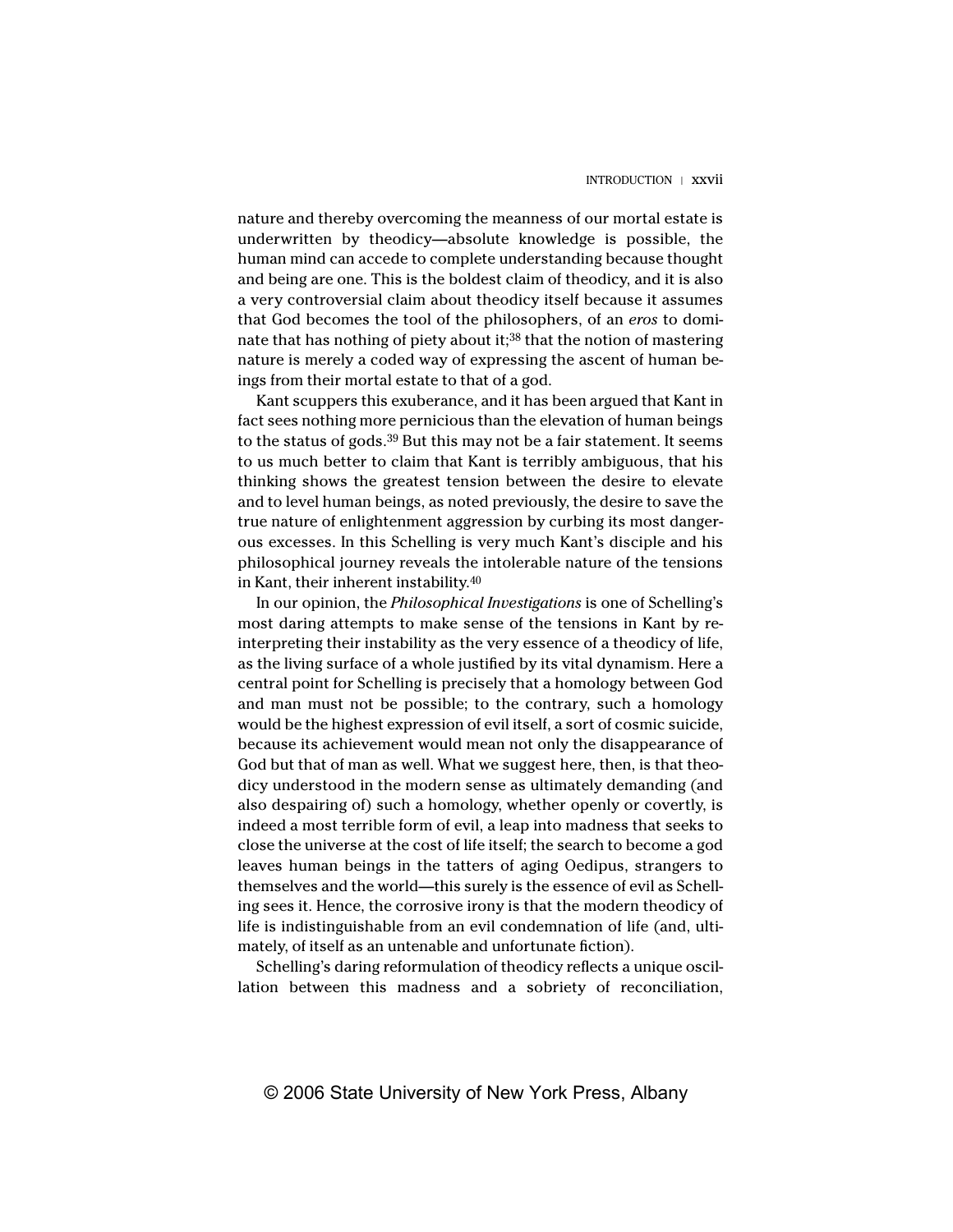nature and thereby overcoming the meanness of our mortal estate is underwritten by theodicy—absolute knowledge is possible, the human mind can accede to complete understanding because thought and being are one. This is the boldest claim of theodicy, and it is also a very controversial claim about theodicy itself because it assumes that God becomes the tool of the philosophers, of an *eros* to dominate that has nothing of piety about it;[38] that the notion of mastering nature is merely a coded way of expressing the ascent of human beings from their mortal estate to that of a god.

Kant scuppers this exuberance, and it has been argued that Kant in fact sees nothing more pernicious than the elevation of human beings to the status of gods.[39] But this may not be a fair statement. It seems to us much better to claim that Kant is terribly ambiguous, that his thinking shows the greatest tension between the desire to elevate and to level human beings, as noted previously, the desire to save the true nature of enlightenment aggression by curbing its most dangerous excesses. In this Schelling is very much Kant's disciple and his philosophical journey reveals the intolerable nature of the tensions in Kant, their inherent instability.[40]

In our opinion, the *Philosophical Investigations* is one of Schelling's most daring attempts to make sense of the tensions in Kant by reinterpreting their instability as the very essence of a theodicy of life, as the living surface of a whole justified by its vital dynamism. Here a central point for Schelling is precisely that a homology between God and man must not be possible; to the contrary, such a homology would be the highest expression of evil itself, a sort of cosmic suicide, because its achievement would mean not only the disappearance of God but that of man as well. What we suggest here, then, is that theodicy understood in the modern sense as ultimately demanding (and also despairing of) such a homology, whether openly or covertly, is indeed a most terrible form of evil, a leap into madness that seeks to close the universe at the cost of life itself; the search to become a god leaves human beings in the tatters of aging Oedipus, strangers to themselves and the world—this surely is the essence of evil as Schelling sees it. Hence, the corrosive irony is that the modern theodicy of life is indistinguishable from an evil condemnation of life (and, ultimately, of itself as an untenable and unfortunate fiction).

Schelling's daring reformulation of theodicy reflects a unique oscillation between this madness and a sobriety of reconciliation,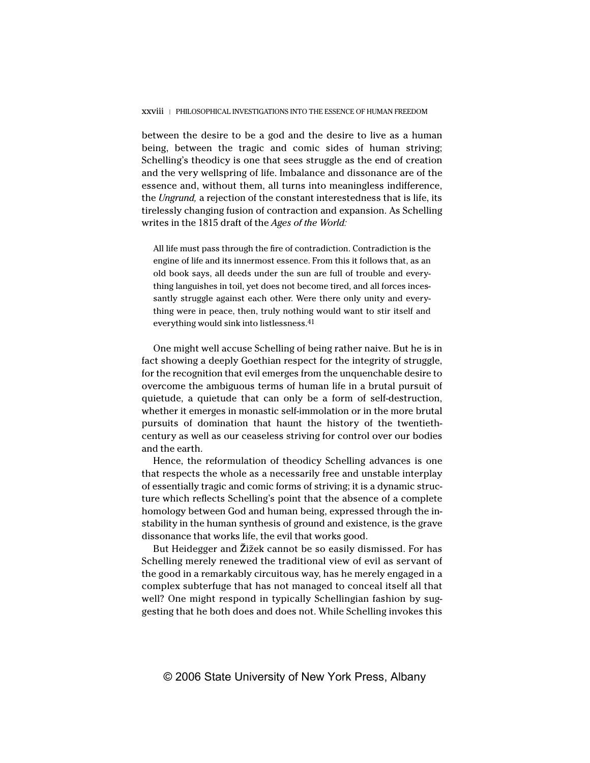between the desire to be a god and the desire to live as a human being, between the tragic and comic sides of human striving; Schelling's theodicy is one that sees struggle as the end of creation and the very wellspring of life. Imbalance and dissonance are of the essence and, without them, all turns into meaningless indifference, the *Ungrund,* a rejection of the constant interestedness that is life, its tirelessly changing fusion of contraction and expansion. As Schelling writes in the 1815 draft of the *Ages of the World:*

> All life must pass through the fire of contradiction. Contradiction is the engine of life and its innermost essence. From this it follows that, as an old book says, all deeds under the sun are full of trouble and everything languishes in toil, yet does not become tired, and all forces incessantly struggle against each other. Were there only unity and everything were in peace, then, truly nothing would want to stir itself and everything would sink into listlessness.[41]

One might well accuse Schelling of being rather naive. But he is in fact showing a deeply Goethian respect for the integrity of struggle, for the recognition that evil emerges from the unquenchable desire to overcome the ambiguous terms of human life in a brutal pursuit of quietude, a quietude that can only be a form of self-destruction, whether it emerges in monastic self-immolation or in the more brutal pursuits of domination that haunt the history of the twentieth-century as well as our ceaseless striving for control over our bodies and the earth.

Hence, the reformulation of theodicy Schelling advances is one that respects the whole as a necessarily free and unstable interplay of essentially tragic and comic forms of striving; it is a dynamic structure which reflects Schelling's point that the absence of a complete homology between God and human being, expressed through the instability in the human synthesis of ground and existence, is the grave dissonance that works life, the evil that works good.

But Heidegger and Žižek cannot be so easily dismissed. For has Schelling merely renewed the traditional view of evil as servant of the good in a remarkably circuitous way, has he merely engaged in a complex subterfuge that has not managed to conceal itself all that well? One might respond in typically Schellingian fashion by suggesting that he both does and does not. While Schelling invokes this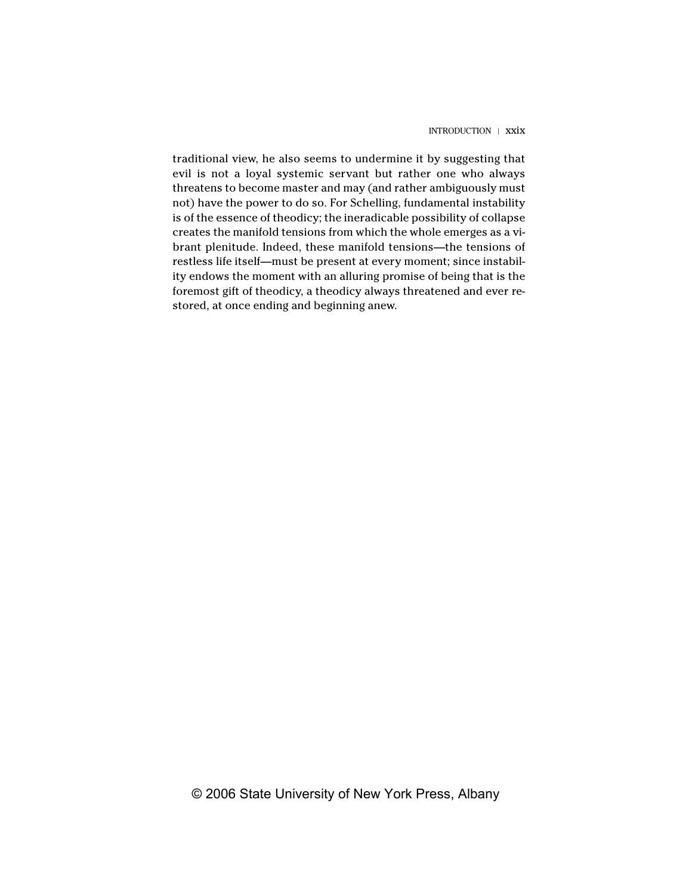traditional view, he also seems to undermine it by suggesting that evil is not a loyal systemic servant but rather one who always threatens to become master and may (and rather ambiguously must not) have the power to do so. For Schelling, fundamental instability is of the essence of theodicy; the ineradicable possibility of collapse creates the manifold tensions from which the whole emerges as a vibrant plenitude. Indeed, these manifold tensions—the tensions of restless life itself—must be present at every moment; since instability endows the moment with an alluring promise of being that is the foremost gift of theodicy, a theodicy always threatened and ever restored, at once ending and beginning anew.

© 2006 State University of New York Press, Albany